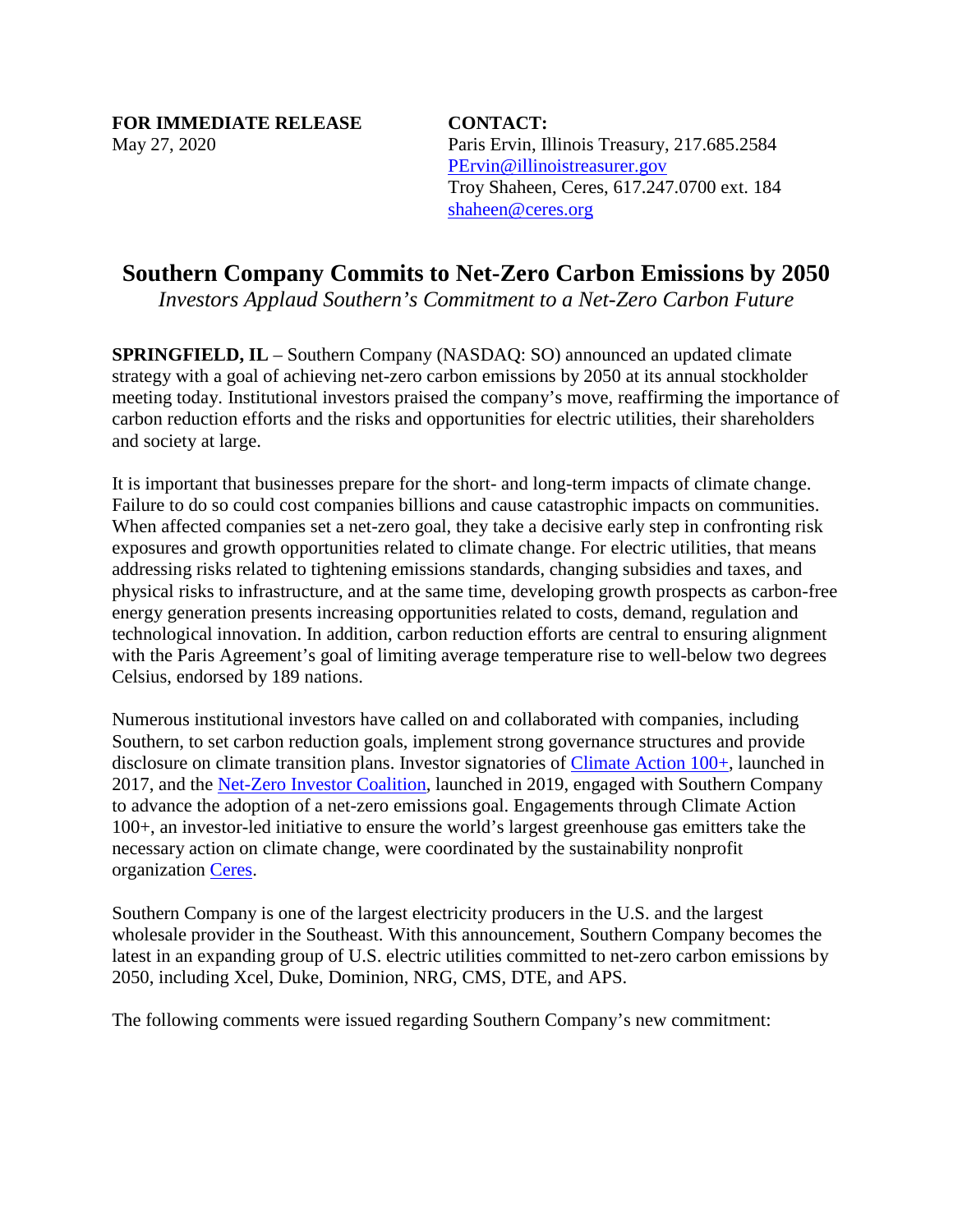**FOR IMMEDIATE RELEASE**
May 27, 2020

**CONTACT:**
Paris Ervin, Illinois Treasury, 217.685.2584
PErvin@illinoistreasurer.gov
Troy Shaheen, Ceres, 617.247.0700 ext. 184
shaheen@ceres.org

# Southern Company Commits to Net-Zero Carbon Emissions by 2050

*Investors Applaud Southern's Commitment to a Net-Zero Carbon Future*

**SPRINGFIELD, IL** – Southern Company (NASDAQ: SO) announced an updated climate strategy with a goal of achieving net-zero carbon emissions by 2050 at its annual stockholder meeting today. Institutional investors praised the company's move, reaffirming the importance of carbon reduction efforts and the risks and opportunities for electric utilities, their shareholders and society at large.

It is important that businesses prepare for the short- and long-term impacts of climate change. Failure to do so could cost companies billions and cause catastrophic impacts on communities. When affected companies set a net-zero goal, they take a decisive early step in confronting risk exposures and growth opportunities related to climate change. For electric utilities, that means addressing risks related to tightening emissions standards, changing subsidies and taxes, and physical risks to infrastructure, and at the same time, developing growth prospects as carbon-free energy generation presents increasing opportunities related to costs, demand, regulation and technological innovation. In addition, carbon reduction efforts are central to ensuring alignment with the Paris Agreement's goal of limiting average temperature rise to well-below two degrees Celsius, endorsed by 189 nations.

Numerous institutional investors have called on and collaborated with companies, including Southern, to set carbon reduction goals, implement strong governance structures and provide disclosure on climate transition plans. Investor signatories of Climate Action 100+, launched in 2017, and the Net-Zero Investor Coalition, launched in 2019, engaged with Southern Company to advance the adoption of a net-zero emissions goal. Engagements through Climate Action 100+, an investor-led initiative to ensure the world's largest greenhouse gas emitters take the necessary action on climate change, were coordinated by the sustainability nonprofit organization Ceres.

Southern Company is one of the largest electricity producers in the U.S. and the largest wholesale provider in the Southeast. With this announcement, Southern Company becomes the latest in an expanding group of U.S. electric utilities committed to net-zero carbon emissions by 2050, including Xcel, Duke, Dominion, NRG, CMS, DTE, and APS.

The following comments were issued regarding Southern Company's new commitment: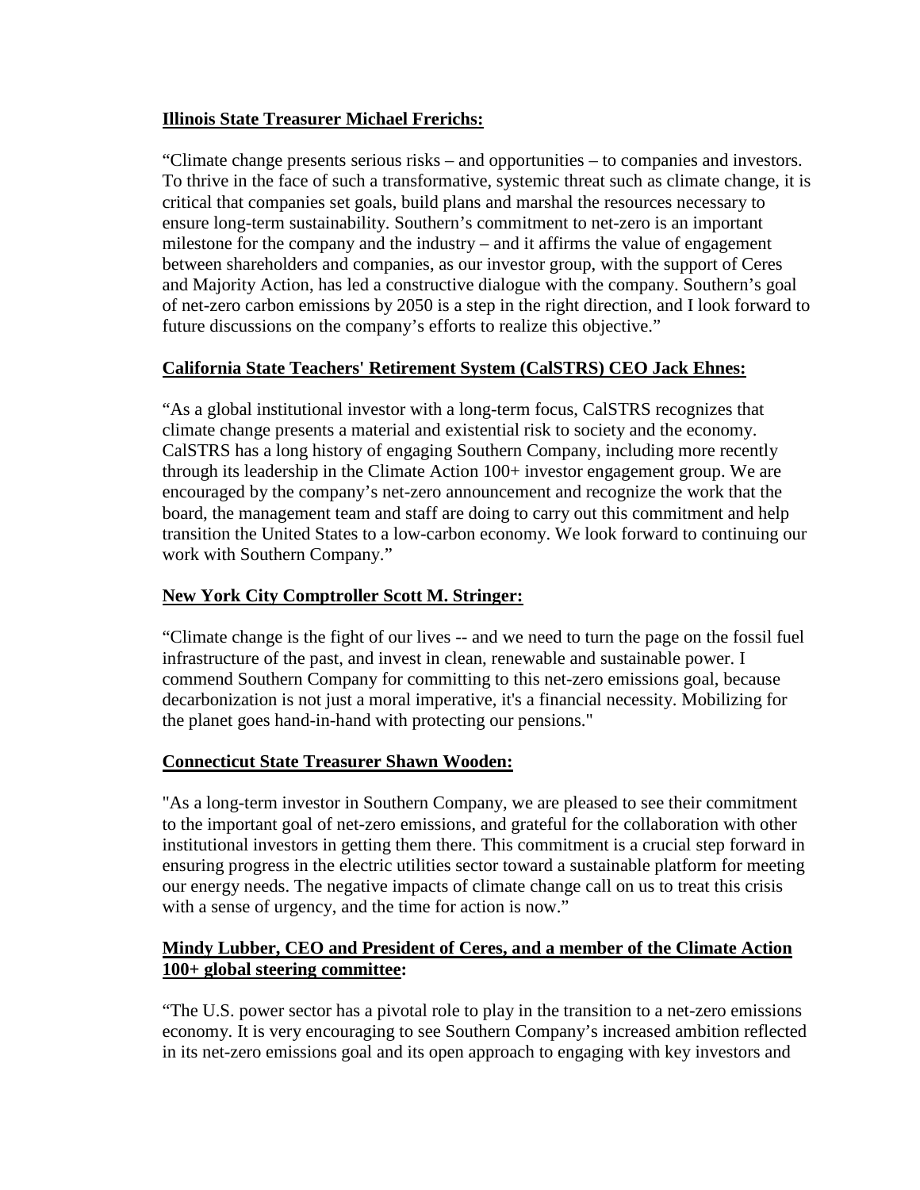**Illinois State Treasurer Michael Frerichs:**

"Climate change presents serious risks – and opportunities – to companies and investors. To thrive in the face of such a transformative, systemic threat such as climate change, it is critical that companies set goals, build plans and marshal the resources necessary to ensure long-term sustainability. Southern's commitment to net-zero is an important milestone for the company and the industry – and it affirms the value of engagement between shareholders and companies, as our investor group, with the support of Ceres and Majority Action, has led a constructive dialogue with the company. Southern's goal of net-zero carbon emissions by 2050 is a step in the right direction, and I look forward to future discussions on the company's efforts to realize this objective."

**California State Teachers' Retirement System (CalSTRS) CEO Jack Ehnes:**

"As a global institutional investor with a long-term focus, CalSTRS recognizes that climate change presents a material and existential risk to society and the economy. CalSTRS has a long history of engaging Southern Company, including more recently through its leadership in the Climate Action 100+ investor engagement group. We are encouraged by the company's net-zero announcement and recognize the work that the board, the management team and staff are doing to carry out this commitment and help transition the United States to a low-carbon economy. We look forward to continuing our work with Southern Company."

**New York City Comptroller Scott M. Stringer:**

"Climate change is the fight of our lives -- and we need to turn the page on the fossil fuel infrastructure of the past, and invest in clean, renewable and sustainable power. I commend Southern Company for committing to this net-zero emissions goal, because decarbonization is not just a moral imperative, it's a financial necessity. Mobilizing for the planet goes hand-in-hand with protecting our pensions."

**Connecticut State Treasurer Shawn Wooden:**

"As a long-term investor in Southern Company, we are pleased to see their commitment to the important goal of net-zero emissions, and grateful for the collaboration with other institutional investors in getting them there. This commitment is a crucial step forward in ensuring progress in the electric utilities sector toward a sustainable platform for meeting our energy needs. The negative impacts of climate change call on us to treat this crisis with a sense of urgency, and the time for action is now."

**Mindy Lubber, CEO and President of Ceres, and a member of the Climate Action 100+ global steering committee:**

"The U.S. power sector has a pivotal role to play in the transition to a net-zero emissions economy. It is very encouraging to see Southern Company's increased ambition reflected in its net-zero emissions goal and its open approach to engaging with key investors and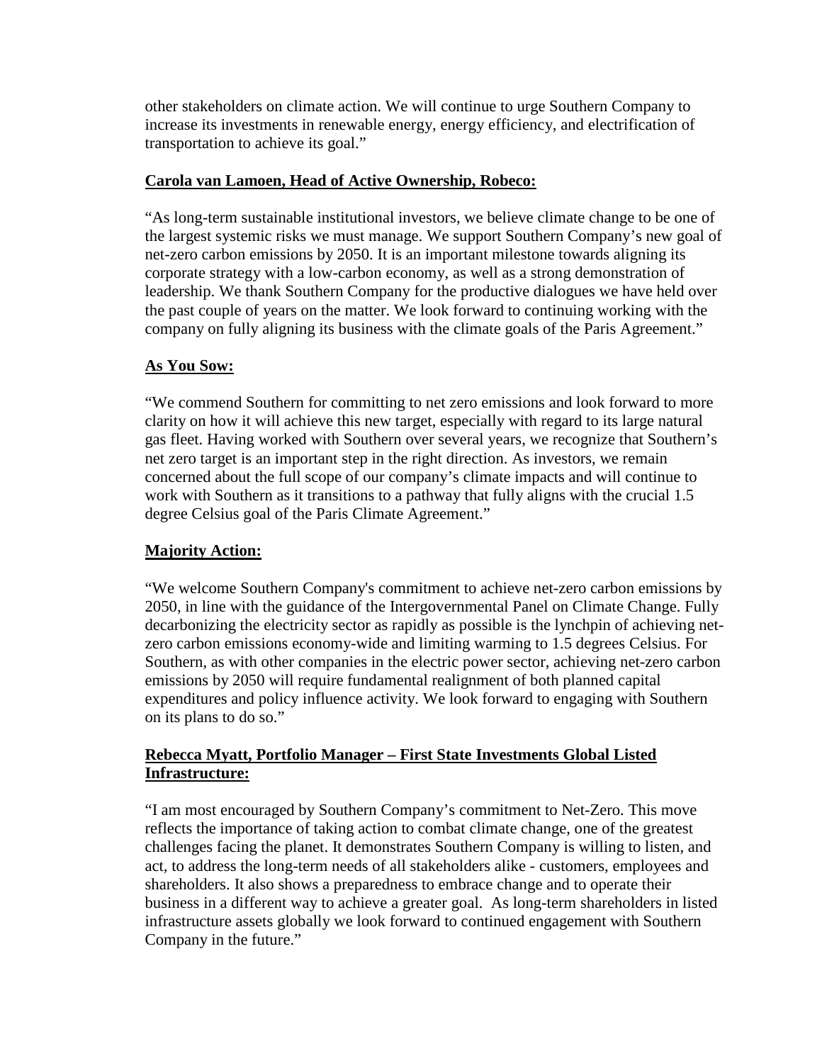other stakeholders on climate action. We will continue to urge Southern Company to increase its investments in renewable energy, energy efficiency, and electrification of transportation to achieve its goal."

**Carola van Lamoen, Head of Active Ownership, Robeco:**

"As long-term sustainable institutional investors, we believe climate change to be one of the largest systemic risks we must manage. We support Southern Company's new goal of net-zero carbon emissions by 2050. It is an important milestone towards aligning its corporate strategy with a low-carbon economy, as well as a strong demonstration of leadership. We thank Southern Company for the productive dialogues we have held over the past couple of years on the matter. We look forward to continuing working with the company on fully aligning its business with the climate goals of the Paris Agreement."

**As You Sow:**

"We commend Southern for committing to net zero emissions and look forward to more clarity on how it will achieve this new target, especially with regard to its large natural gas fleet. Having worked with Southern over several years, we recognize that Southern's net zero target is an important step in the right direction. As investors, we remain concerned about the full scope of our company's climate impacts and will continue to work with Southern as it transitions to a pathway that fully aligns with the crucial 1.5 degree Celsius goal of the Paris Climate Agreement."

**Majority Action:**

"We welcome Southern Company's commitment to achieve net-zero carbon emissions by 2050, in line with the guidance of the Intergovernmental Panel on Climate Change. Fully decarbonizing the electricity sector as rapidly as possible is the lynchpin of achieving net-zero carbon emissions economy-wide and limiting warming to 1.5 degrees Celsius. For Southern, as with other companies in the electric power sector, achieving net-zero carbon emissions by 2050 will require fundamental realignment of both planned capital expenditures and policy influence activity. We look forward to engaging with Southern on its plans to do so."

**Rebecca Myatt, Portfolio Manager – First State Investments Global Listed Infrastructure:**

"I am most encouraged by Southern Company's commitment to Net-Zero. This move reflects the importance of taking action to combat climate change, one of the greatest challenges facing the planet. It demonstrates Southern Company is willing to listen, and act, to address the long-term needs of all stakeholders alike - customers, employees and shareholders. It also shows a preparedness to embrace change and to operate their business in a different way to achieve a greater goal. As long-term shareholders in listed infrastructure assets globally we look forward to continued engagement with Southern Company in the future."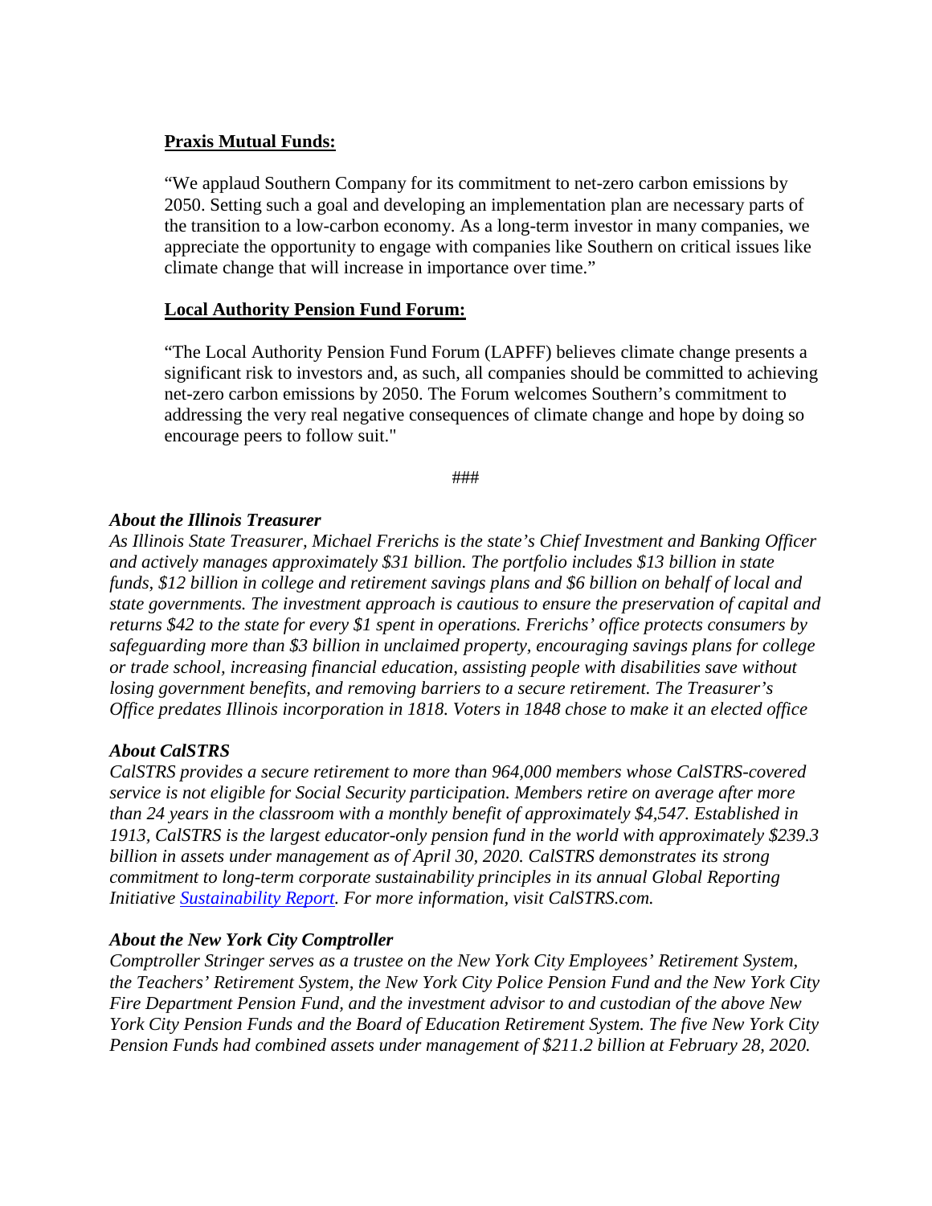**<u>Praxis Mutual Funds:</u>**

"We applaud Southern Company for its commitment to net-zero carbon emissions by 2050. Setting such a goal and developing an implementation plan are necessary parts of the transition to a low-carbon economy. As a long-term investor in many companies, we appreciate the opportunity to engage with companies like Southern on critical issues like climate change that will increase in importance over time."

**<u>Local Authority Pension Fund Forum:</u>**

"The Local Authority Pension Fund Forum (LAPFF) believes climate change presents a significant risk to investors and, as such, all companies should be committed to achieving net-zero carbon emissions by 2050. The Forum welcomes Southern's commitment to addressing the very real negative consequences of climate change and hope by doing so encourage peers to follow suit."

###

***About the Illinois Treasurer***

*As Illinois State Treasurer, Michael Frerichs is the state's Chief Investment and Banking Officer and actively manages approximately $31 billion. The portfolio includes $13 billion in state funds, $12 billion in college and retirement savings plans and $6 billion on behalf of local and state governments. The investment approach is cautious to ensure the preservation of capital and returns $42 to the state for every $1 spent in operations. Frerichs' office protects consumers by safeguarding more than $3 billion in unclaimed property, encouraging savings plans for college or trade school, increasing financial education, assisting people with disabilities save without losing government benefits, and removing barriers to a secure retirement. The Treasurer's Office predates Illinois incorporation in 1818. Voters in 1848 chose to make it an elected office*

***About CalSTRS***

*CalSTRS provides a secure retirement to more than 964,000 members whose CalSTRS-covered service is not eligible for Social Security participation. Members retire on average after more than 24 years in the classroom with a monthly benefit of approximately $4,547. Established in 1913, CalSTRS is the largest educator-only pension fund in the world with approximately $239.3 billion in assets under management as of April 30, 2020. CalSTRS demonstrates its strong commitment to long-term corporate sustainability principles in its annual Global Reporting Initiative [Sustainability Report](). For more information, visit CalSTRS.com.*

***About the New York City Comptroller***

*Comptroller Stringer serves as a trustee on the New York City Employees' Retirement System, the Teachers' Retirement System, the New York City Police Pension Fund and the New York City Fire Department Pension Fund, and the investment advisor to and custodian of the above New York City Pension Funds and the Board of Education Retirement System. The five New York City Pension Funds had combined assets under management of $211.2 billion at February 28, 2020.*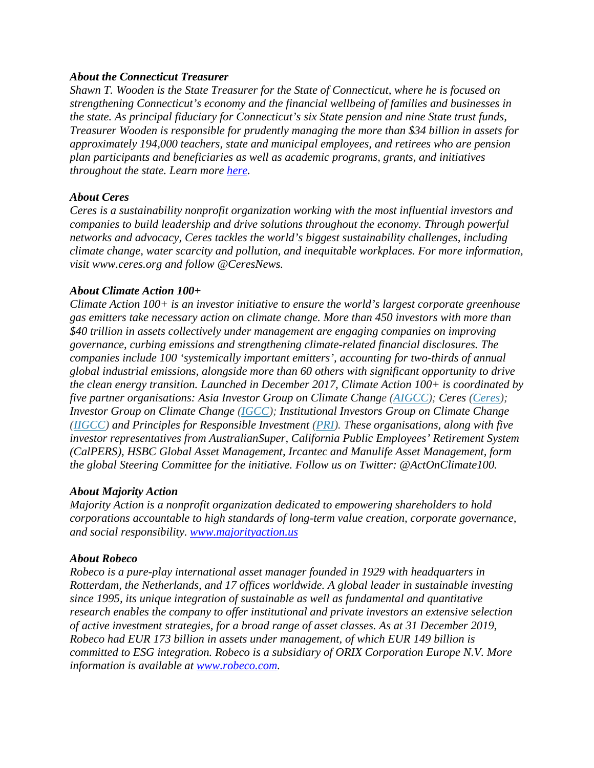***About the Connecticut Treasurer***
*Shawn T. Wooden is the State Treasurer for the State of Connecticut, where he is focused on strengthening Connecticut's economy and the financial wellbeing of families and businesses in the state. As principal fiduciary for Connecticut's six State pension and nine State trust funds, Treasurer Wooden is responsible for prudently managing the more than $34 billion in assets for approximately 194,000 teachers, state and municipal employees, and retirees who are pension plan participants and beneficiaries as well as academic programs, grants, and initiatives throughout the state. Learn more [here](here).*

***About Ceres***
*Ceres is a sustainability nonprofit organization working with the most influential investors and companies to build leadership and drive solutions throughout the economy. Through powerful networks and advocacy, Ceres tackles the world's biggest sustainability challenges, including climate change, water scarcity and pollution, and inequitable workplaces. For more information, visit www.ceres.org and follow @CeresNews.*

***About Climate Action 100+***
*Climate Action 100+ is an investor initiative to ensure the world's largest corporate greenhouse gas emitters take necessary action on climate change. More than 450 investors with more than $40 trillion in assets collectively under management are engaging companies on improving governance, curbing emissions and strengthening climate-related financial disclosures. The companies include 100 'systemically important emitters', accounting for two-thirds of annual global industrial emissions, alongside more than 60 others with significant opportunity to drive the clean energy transition. Launched in December 2017, Climate Action 100+ is coordinated by five partner organisations: Asia Investor Group on Climate Change (AIGCC); Ceres (Ceres); Investor Group on Climate Change (IGCC); Institutional Investors Group on Climate Change (IIGCC) and Principles for Responsible Investment (PRI). These organisations, along with five investor representatives from AustralianSuper, California Public Employees' Retirement System (CalPERS), HSBC Global Asset Management, Ircantec and Manulife Asset Management, form the global Steering Committee for the initiative. Follow us on Twitter: @ActOnClimate100.*

***About Majority Action***
*Majority Action is a nonprofit organization dedicated to empowering shareholders to hold corporations accountable to high standards of long-term value creation, corporate governance, and social responsibility. [www.majorityaction.us](www.majorityaction.us)*

***About Robeco***
*Robeco is a pure-play international asset manager founded in 1929 with headquarters in Rotterdam, the Netherlands, and 17 offices worldwide. A global leader in sustainable investing since 1995, its unique integration of sustainable as well as fundamental and quantitative research enables the company to offer institutional and private investors an extensive selection of active investment strategies, for a broad range of asset classes. As at 31 December 2019, Robeco had EUR 173 billion in assets under management, of which EUR 149 billion is committed to ESG integration. Robeco is a subsidiary of ORIX Corporation Europe N.V. More information is available at [www.robeco.com](www.robeco.com).*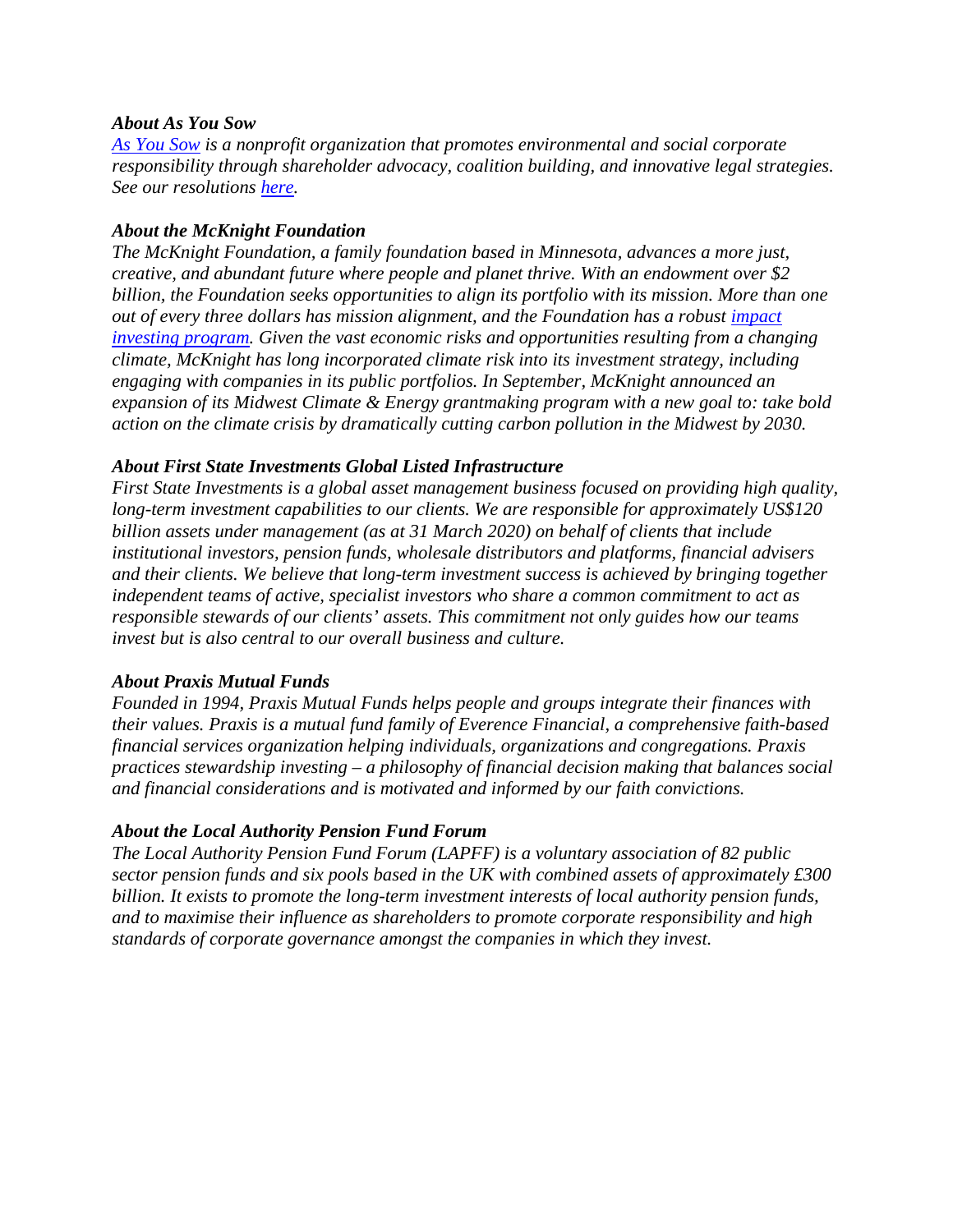***About As You Sow***
*[As You Sow](#) is a nonprofit organization that promotes environmental and social corporate responsibility through shareholder advocacy, coalition building, and innovative legal strategies. See our resolutions [here](#).*

***About the McKnight Foundation***
*The McKnight Foundation, a family foundation based in Minnesota, advances a more just, creative, and abundant future where people and planet thrive. With an endowment over $2 billion, the Foundation seeks opportunities to align its portfolio with its mission. More than one out of every three dollars has mission alignment, and the Foundation has a robust [impact investing program](#). Given the vast economic risks and opportunities resulting from a changing climate, McKnight has long incorporated climate risk into its investment strategy, including engaging with companies in its public portfolios. In September, McKnight announced an expansion of its Midwest Climate & Energy grantmaking program with a new goal to: take bold action on the climate crisis by dramatically cutting carbon pollution in the Midwest by 2030.*

***About First State Investments Global Listed Infrastructure***
*First State Investments is a global asset management business focused on providing high quality, long-term investment capabilities to our clients. We are responsible for approximately US$120 billion assets under management (as at 31 March 2020) on behalf of clients that include institutional investors, pension funds, wholesale distributors and platforms, financial advisers and their clients. We believe that long-term investment success is achieved by bringing together independent teams of active, specialist investors who share a common commitment to act as responsible stewards of our clients' assets. This commitment not only guides how our teams invest but is also central to our overall business and culture.*

***About Praxis Mutual Funds***
*Founded in 1994, Praxis Mutual Funds helps people and groups integrate their finances with their values. Praxis is a mutual fund family of Everence Financial, a comprehensive faith-based financial services organization helping individuals, organizations and congregations. Praxis practices stewardship investing – a philosophy of financial decision making that balances social and financial considerations and is motivated and informed by our faith convictions.*

***About the Local Authority Pension Fund Forum***
*The Local Authority Pension Fund Forum (LAPFF) is a voluntary association of 82 public sector pension funds and six pools based in the UK with combined assets of approximately £300 billion. It exists to promote the long-term investment interests of local authority pension funds, and to maximise their influence as shareholders to promote corporate responsibility and high standards of corporate governance amongst the companies in which they invest.*